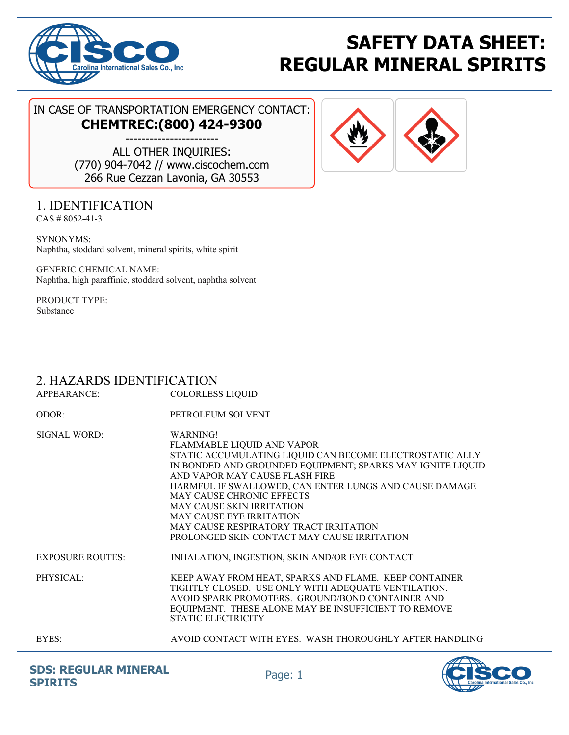# SAFETY DATA SHEET: REGULAR MINERAL SPIRITS

IN CASE OF TRANSPORTATION EMERGENCY CONTACT:
**CHEMTREC:(800) 424-9300**

-----------------------

ALL OTHER INQUIRIES:
(770) 904-7042 // www.ciscochem.com
266 Rue Cezzan Lavonia, GA 30553

## 1. IDENTIFICATION

CAS # 8052-41-3

SYNONYMS:
Naphtha, stoddard solvent, mineral spirits, white spirit

GENERIC CHEMICAL NAME:
Naphtha, high paraffinic, stoddard solvent, naphtha solvent

PRODUCT TYPE:
Substance

## 2. HAZARDS IDENTIFICATION

| | |
|---|---|
| APPEARANCE: | COLORLESS LIQUID |
| ODOR: | PETROLEUM SOLVENT |
| SIGNAL WORD: | WARNING!<br>FLAMMABLE LIQUID AND VAPOR<br>STATIC ACCUMULATING LIQUID CAN BECOME ELECTROSTATIC ALLY IN BONDED AND GROUNDED EQUIPMENT; SPARKS MAY IGNITE LIQUID AND VAPOR MAY CAUSE FLASH FIRE<br>HARMFUL IF SWALLOWED, CAN ENTER LUNGS AND CAUSE DAMAGE<br>MAY CAUSE CHRONIC EFFECTS<br>MAY CAUSE SKIN IRRITATION<br>MAY CAUSE EYE IRRITATION<br>MAY CAUSE RESPIRATORY TRACT IRRITATION<br>PROLONGED SKIN CONTACT MAY CAUSE IRRITATION |
| EXPOSURE ROUTES: | INHALATION, INGESTION, SKIN AND/OR EYE CONTACT |
| PHYSICAL: | KEEP AWAY FROM HEAT, SPARKS AND FLAME. KEEP CONTAINER TIGHTLY CLOSED. USE ONLY WITH ADEQUATE VENTILATION. AVOID SPARK PROMOTERS. GROUND/BOND CONTAINER AND EQUIPMENT. THESE ALONE MAY BE INSUFFICIENT TO REMOVE STATIC ELECTRICITY |
| EYES: | AVOID CONTACT WITH EYES. WASH THOROUGHLY AFTER HANDLING |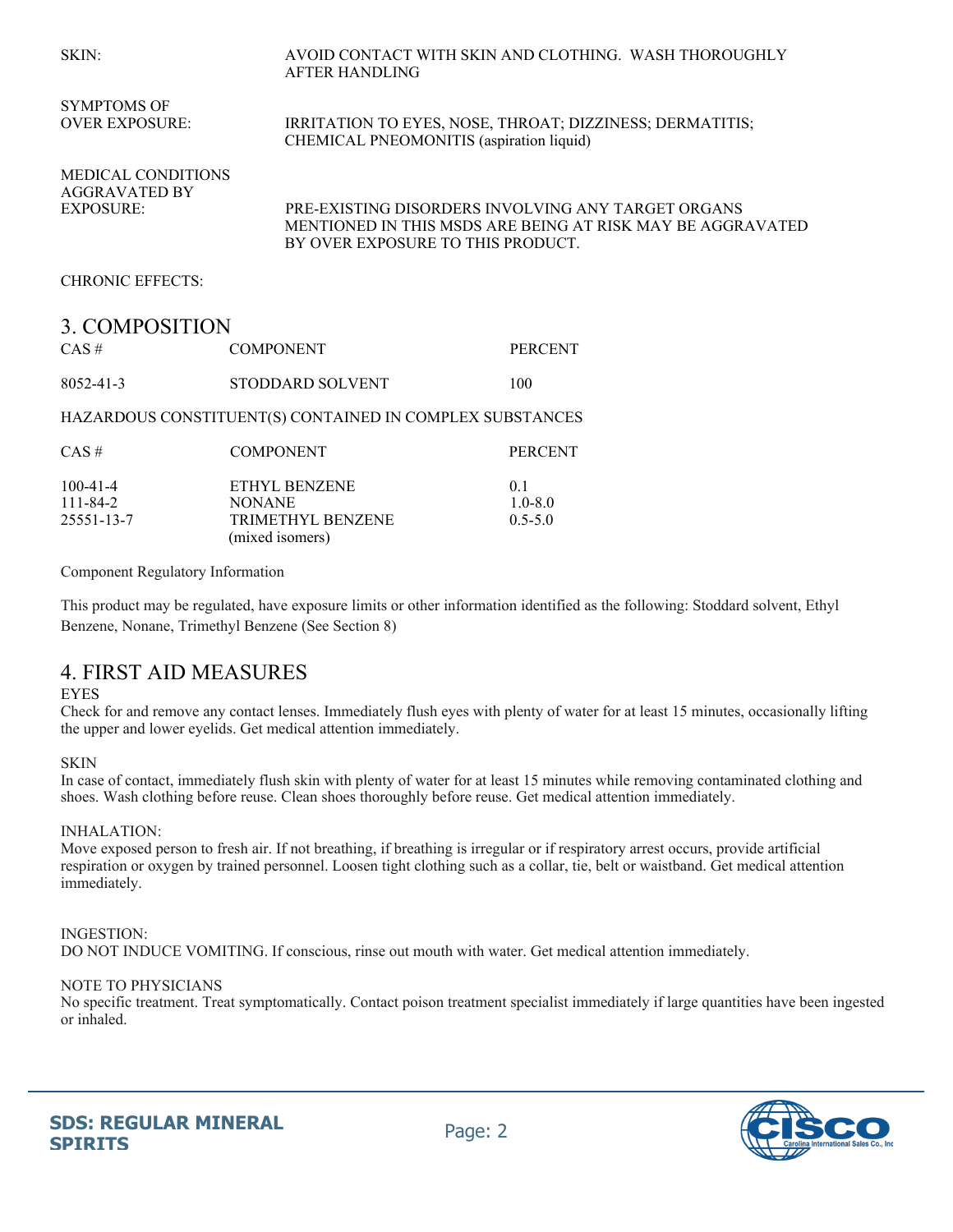| | |
|---|---|
| SKIN: | AVOID CONTACT WITH SKIN AND CLOTHING. WASH THOROUGHLY AFTER HANDLING |
| SYMPTOMS OF OVER EXPOSURE: | IRRITATION TO EYES, NOSE, THROAT; DIZZINESS; DERMATITIS; CHEMICAL PNEOMONITIS (aspiration liquid) |
| MEDICAL CONDITIONS AGGRAVATED BY EXPOSURE: | PRE-EXISTING DISORDERS INVOLVING ANY TARGET ORGANS MENTIONED IN THIS MSDS ARE BEING AT RISK MAY BE AGGRAVATED BY OVER EXPOSURE TO THIS PRODUCT. |
| CHRONIC EFFECTS: | |

## 3. COMPOSITION

| CAS # | COMPONENT | PERCENT |
|---|---|---|
| 8052-41-3 | STODDARD SOLVENT | 100 |

HAZARDOUS CONSTITUENT(S) CONTAINED IN COMPLEX SUBSTANCES

| CAS # | COMPONENT | PERCENT |
|---|---|---|
| 100-41-4 | ETHYL BENZENE | 0.1 |
| 111-84-2 | NONANE | 1.0-8.0 |
| 25551-13-7 | TRIMETHYL BENZENE (mixed isomers) | 0.5-5.0 |

Component Regulatory Information

This product may be regulated, have exposure limits or other information identified as the following: Stoddard solvent, Ethyl Benzene, Nonane, Trimethyl Benzene (See Section 8)

## 4. FIRST AID MEASURES

EYES

Check for and remove any contact lenses. Immediately flush eyes with plenty of water for at least 15 minutes, occasionally lifting the upper and lower eyelids. Get medical attention immediately.

SKIN

In case of contact, immediately flush skin with plenty of water for at least 15 minutes while removing contaminated clothing and shoes. Wash clothing before reuse. Clean shoes thoroughly before reuse. Get medical attention immediately.

INHALATION:

Move exposed person to fresh air. If not breathing, if breathing is irregular or if respiratory arrest occurs, provide artificial respiration or oxygen by trained personnel. Loosen tight clothing such as a collar, tie, belt or waistband. Get medical attention immediately.

INGESTION:

DO NOT INDUCE VOMITING. If conscious, rinse out mouth with water. Get medical attention immediately.

NOTE TO PHYSICIANS

No specific treatment. Treat symptomatically. Contact poison treatment specialist immediately if large quantities have been ingested or inhaled.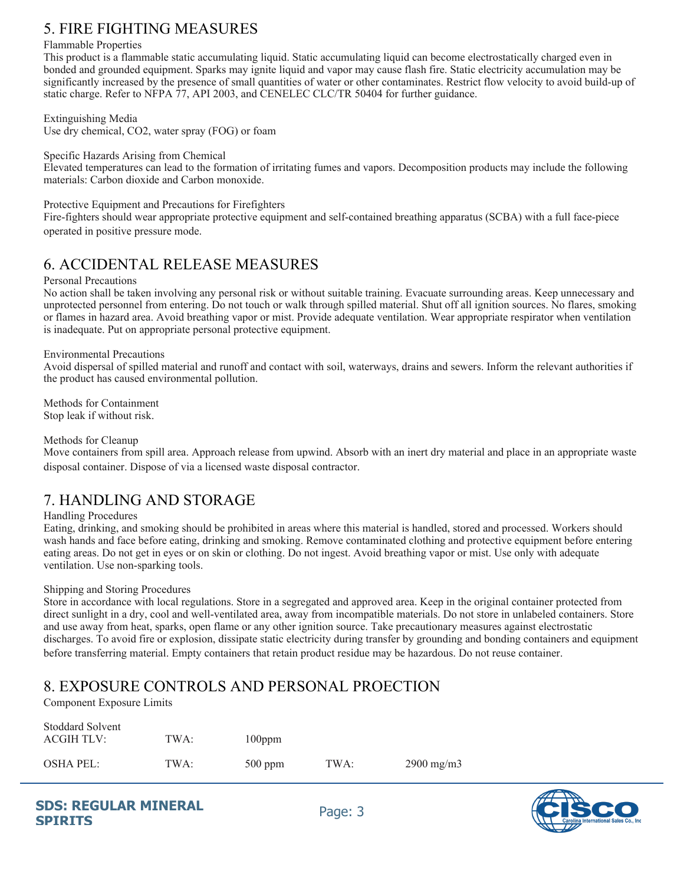## 5. FIRE FIGHTING MEASURES

Flammable Properties

This product is a flammable static accumulating liquid. Static accumulating liquid can become electrostatically charged even in bonded and grounded equipment. Sparks may ignite liquid and vapor may cause flash fire. Static electricity accumulation may be significantly increased by the presence of small quantities of water or other contaminates. Restrict flow velocity to avoid build-up of static charge. Refer to NFPA 77, API 2003, and CENELEC CLC/TR 50404 for further guidance.

Extinguishing Media

Use dry chemical, CO2, water spray (FOG) or foam

Specific Hazards Arising from Chemical

Elevated temperatures can lead to the formation of irritating fumes and vapors. Decomposition products may include the following materials: Carbon dioxide and Carbon monoxide.

Protective Equipment and Precautions for Firefighters

Fire-fighters should wear appropriate protective equipment and self-contained breathing apparatus (SCBA) with a full face-piece operated in positive pressure mode.

## 6. ACCIDENTAL RELEASE MEASURES

Personal Precautions

No action shall be taken involving any personal risk or without suitable training. Evacuate surrounding areas. Keep unnecessary and unprotected personnel from entering. Do not touch or walk through spilled material. Shut off all ignition sources. No flares, smoking or flames in hazard area. Avoid breathing vapor or mist. Provide adequate ventilation. Wear appropriate respirator when ventilation is inadequate. Put on appropriate personal protective equipment.

Environmental Precautions

Avoid dispersal of spilled material and runoff and contact with soil, waterways, drains and sewers. Inform the relevant authorities if the product has caused environmental pollution.

Methods for Containment

Stop leak if without risk.

Methods for Cleanup

Move containers from spill area. Approach release from upwind. Absorb with an inert dry material and place in an appropriate waste disposal container. Dispose of via a licensed waste disposal contractor.

## 7. HANDLING AND STORAGE

Handling Procedures

Eating, drinking, and smoking should be prohibited in areas where this material is handled, stored and processed. Workers should wash hands and face before eating, drinking and smoking. Remove contaminated clothing and protective equipment before entering eating areas. Do not get in eyes or on skin or clothing. Do not ingest. Avoid breathing vapor or mist. Use only with adequate ventilation. Use non-sparking tools.

Shipping and Storing Procedures

Store in accordance with local regulations. Store in a segregated and approved area. Keep in the original container protected from direct sunlight in a dry, cool and well-ventilated area, away from incompatible materials. Do not store in unlabeled containers. Store and use away from heat, sparks, open flame or any other ignition source. Take precautionary measures against electrostatic discharges. To avoid fire or explosion, dissipate static electricity during transfer by grounding and bonding containers and equipment before transferring material. Empty containers that retain product residue may be hazardous. Do not reuse container.

## 8. EXPOSURE CONTROLS AND PERSONAL PROECTION

Component Exposure Limits

| Stoddard Solvent | | | | |
|---|---|---|---|---|
| ACGIH TLV: | TWA: | 100ppm | | |
| OSHA PEL: | TWA: | 500 ppm | TWA: | 2900 mg/m3 |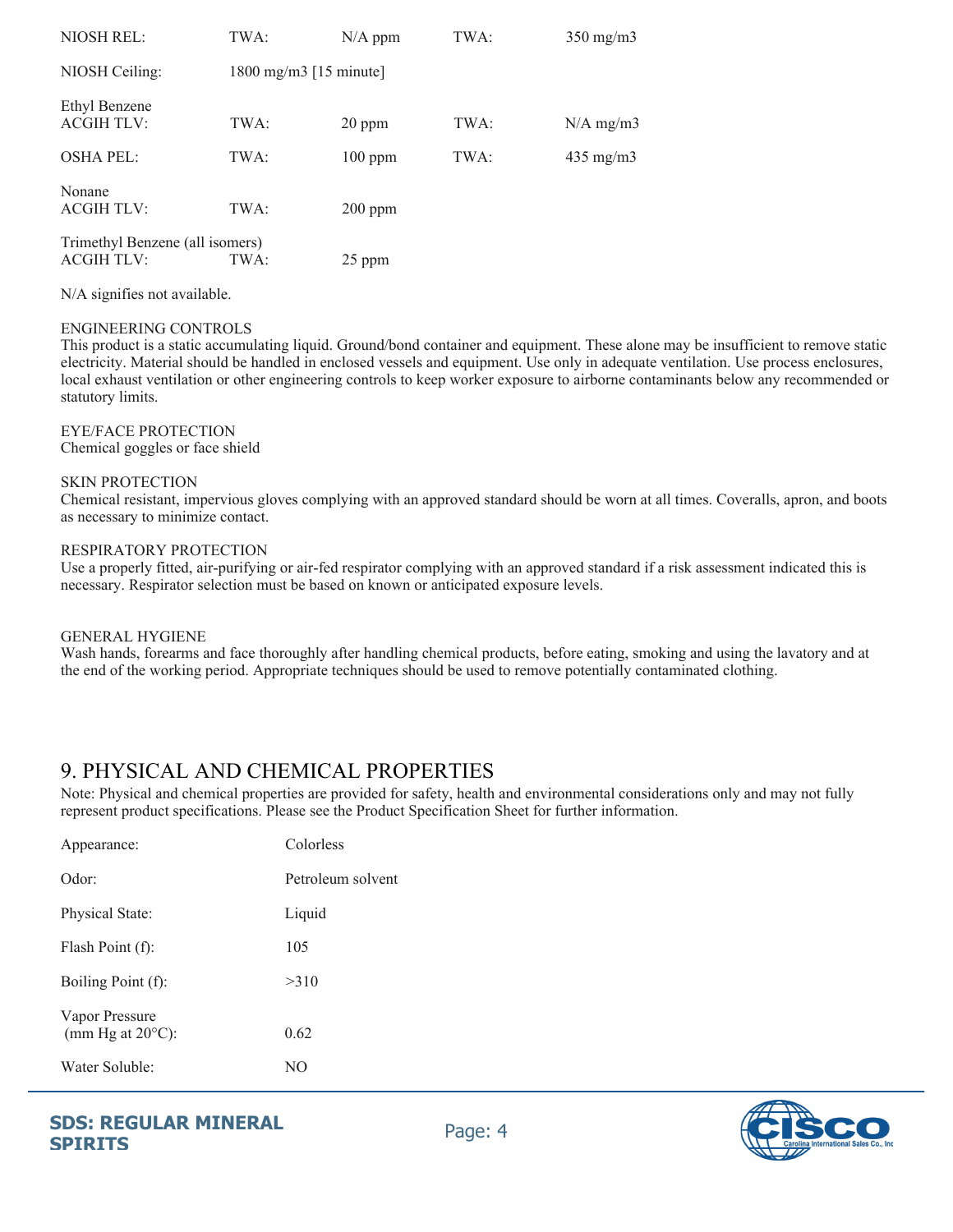| | | | | |
|---|---|---|---|---|
| NIOSH REL: | TWA: | N/A ppm | TWA: | 350 mg/m3 |
| NIOSH Ceiling: | 1800 mg/m3 [15 minute] | | | |
| Ethyl Benzene<br>ACGIH TLV: | TWA: | 20 ppm | TWA: | N/A mg/m3 |
| OSHA PEL: | TWA: | 100 ppm | TWA: | 435 mg/m3 |
| Nonane<br>ACGIH TLV: | TWA: | 200 ppm | | |
| Trimethyl Benzene (all isomers)<br>ACGIH TLV: | TWA: | 25 ppm | | |

N/A signifies not available.

ENGINEERING CONTROLS
This product is a static accumulating liquid. Ground/bond container and equipment. These alone may be insufficient to remove static electricity. Material should be handled in enclosed vessels and equipment. Use only in adequate ventilation. Use process enclosures, local exhaust ventilation or other engineering controls to keep worker exposure to airborne contaminants below any recommended or statutory limits.

EYE/FACE PROTECTION
Chemical goggles or face shield

SKIN PROTECTION
Chemical resistant, impervious gloves complying with an approved standard should be worn at all times. Coveralls, apron, and boots as necessary to minimize contact.

RESPIRATORY PROTECTION
Use a properly fitted, air-purifying or air-fed respirator complying with an approved standard if a risk assessment indicated this is necessary. Respirator selection must be based on known or anticipated exposure levels.

GENERAL HYGIENE
Wash hands, forearms and face thoroughly after handling chemical products, before eating, smoking and using the lavatory and at the end of the working period. Appropriate techniques should be used to remove potentially contaminated clothing.

## 9. PHYSICAL AND CHEMICAL PROPERTIES

Note: Physical and chemical properties are provided for safety, health and environmental considerations only and may not fully represent product specifications. Please see the Product Specification Sheet for further information.

| | |
|---|---|
| Appearance: | Colorless |
| Odor: | Petroleum solvent |
| Physical State: | Liquid |
| Flash Point (f): | 105 |
| Boiling Point (f): | >310 |
| Vapor Pressure (mm Hg at 20°C): | 0.62 |
| Water Soluble: | NO |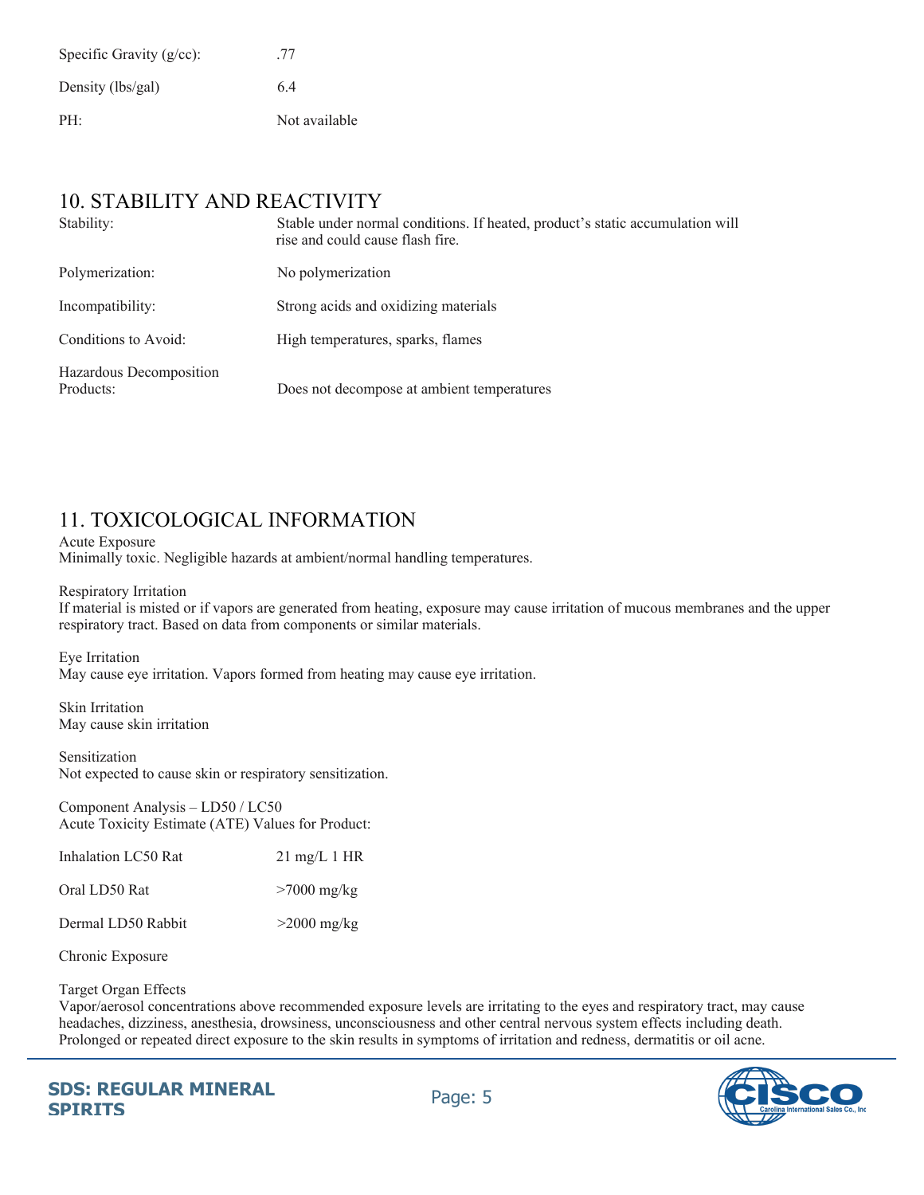| | |
|---|---|
| Specific Gravity (g/cc): | .77 |
| Density (lbs/gal) | 6.4 |
| PH: | Not available |

## 10. STABILITY AND REACTIVITY

| | |
|---|---|
| Stability: | Stable under normal conditions. If heated, product's static accumulation will rise and could cause flash fire. |
| Polymerization: | No polymerization |
| Incompatibility: | Strong acids and oxidizing materials |
| Conditions to Avoid: | High temperatures, sparks, flames |
| Hazardous Decomposition Products: | Does not decompose at ambient temperatures |

## 11. TOXICOLOGICAL INFORMATION

Acute Exposure
Minimally toxic. Negligible hazards at ambient/normal handling temperatures.

Respiratory Irritation
If material is misted or if vapors are generated from heating, exposure may cause irritation of mucous membranes and the upper respiratory tract. Based on data from components or similar materials.

Eye Irritation
May cause eye irritation. Vapors formed from heating may cause eye irritation.

Skin Irritation
May cause skin irritation

Sensitization
Not expected to cause skin or respiratory sensitization.

Component Analysis – LD50 / LC50
Acute Toxicity Estimate (ATE) Values for Product:

| | |
|---|---|
| Inhalation LC50 Rat | 21 mg/L 1 HR |
| Oral LD50 Rat | >7000 mg/kg |
| Dermal LD50 Rabbit | >2000 mg/kg |

Chronic Exposure

Target Organ Effects
Vapor/aerosol concentrations above recommended exposure levels are irritating to the eyes and respiratory tract, may cause headaches, dizziness, anesthesia, drowsiness, unconsciousness and other central nervous system effects including death. Prolonged or repeated direct exposure to the skin results in symptoms of irritation and redness, dermatitis or oil acne.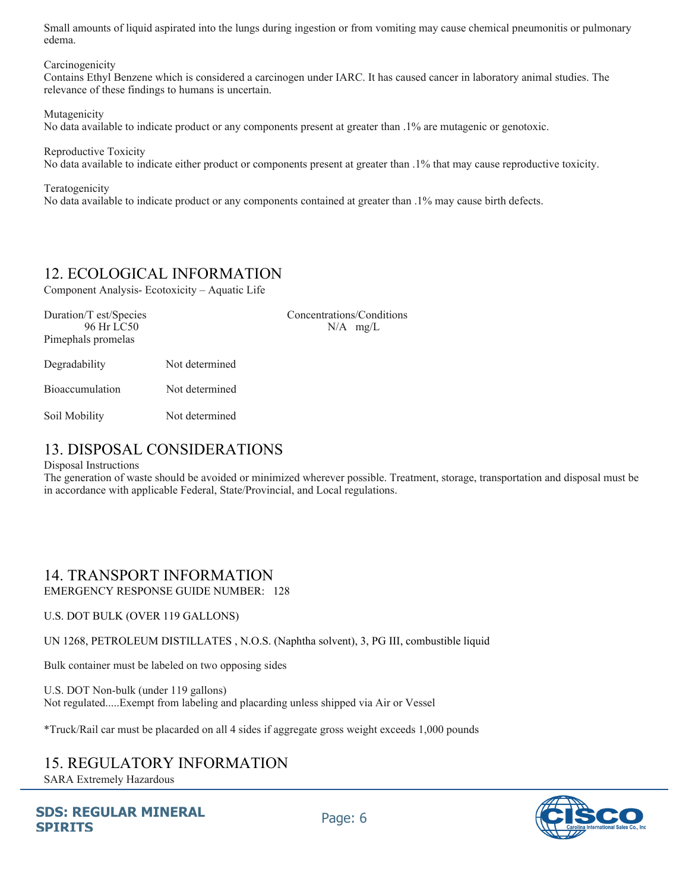Small amounts of liquid aspirated into the lungs during ingestion or from vomiting may cause chemical pneumonitis or pulmonary edema.

Carcinogenicity
Contains Ethyl Benzene which is considered a carcinogen under IARC. It has caused cancer in laboratory animal studies. The relevance of these findings to humans is uncertain.

Mutagenicity
No data available to indicate product or any components present at greater than .1% are mutagenic or genotoxic.

Reproductive Toxicity
No data available to indicate either product or components present at greater than .1% that may cause reproductive toxicity.

Teratogenicity
No data available to indicate product or any components contained at greater than .1% may cause birth defects.

## 12. ECOLOGICAL INFORMATION

Component Analysis- Ecotoxicity – Aquatic Life

| Duration/T est/Species | Concentrations/Conditions |
|---|---|
| 96 Hr LC50 Pimephals promelas | N/A mg/L |

| | |
|---|---|
| Degradability | Not determined |
| Bioaccumulation | Not determined |
| Soil Mobility | Not determined |

## 13. DISPOSAL CONSIDERATIONS

Disposal Instructions
The generation of waste should be avoided or minimized wherever possible. Treatment, storage, transportation and disposal must be in accordance with applicable Federal, State/Provincial, and Local regulations.

## 14. TRANSPORT INFORMATION

EMERGENCY RESPONSE GUIDE NUMBER: 128

U.S. DOT BULK (OVER 119 GALLONS)

UN 1268, PETROLEUM DISTILLATES , N.O.S. (Naphtha solvent), 3, PG III, combustible liquid

Bulk container must be labeled on two opposing sides

U.S. DOT Non-bulk (under 119 gallons)
Not regulated.....Exempt from labeling and placarding unless shipped via Air or Vessel

*Truck/Rail car must be placarded on all 4 sides if aggregate gross weight exceeds 1,000 pounds

## 15. REGULATORY INFORMATION

SARA Extremely Hazardous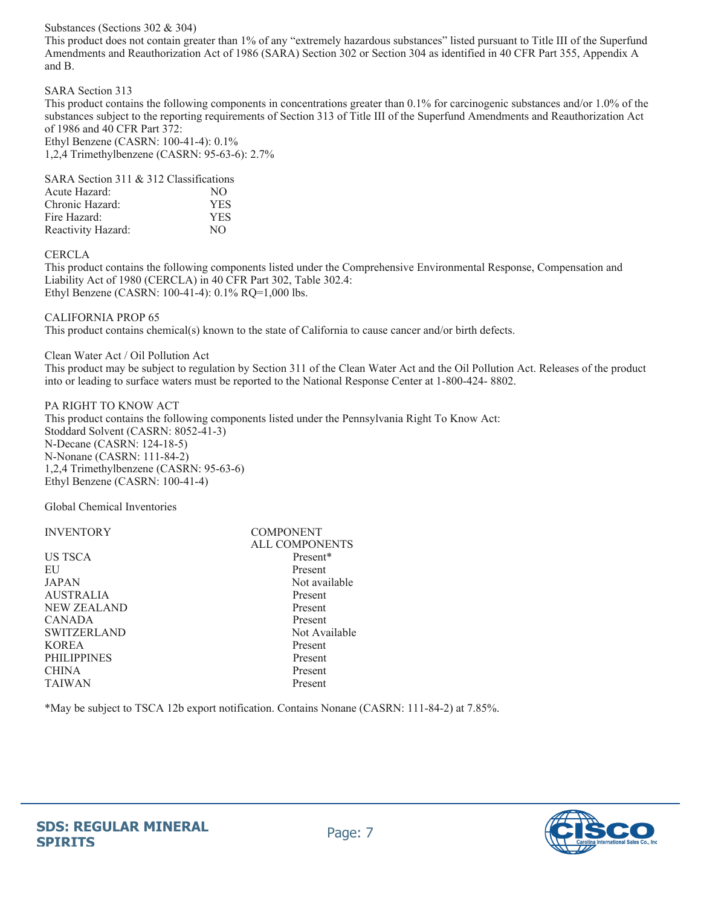Substances (Sections 302 & 304)
This product does not contain greater than 1% of any “extremely hazardous substances” listed pursuant to Title III of the Superfund Amendments and Reauthorization Act of 1986 (SARA) Section 302 or Section 304 as identified in 40 CFR Part 355, Appendix A and B.

SARA Section 313
This product contains the following components in concentrations greater than 0.1% for carcinogenic substances and/or 1.0% of the substances subject to the reporting requirements of Section 313 of Title III of the Superfund Amendments and Reauthorization Act of 1986 and 40 CFR Part 372:
Ethyl Benzene (CASRN: 100-41-4): 0.1%
1,2,4 Trimethylbenzene (CASRN: 95-63-6): 2.7%

SARA Section 311 & 312 Classifications

| | |
|---|---|
| Acute Hazard: | NO |
| Chronic Hazard: | YES |
| Fire Hazard: | YES |
| Reactivity Hazard: | NO |

CERCLA
This product contains the following components listed under the Comprehensive Environmental Response, Compensation and Liability Act of 1980 (CERCLA) in 40 CFR Part 302, Table 302.4:
Ethyl Benzene (CASRN: 100-41-4): 0.1% RQ=1,000 lbs.

CALIFORNIA PROP 65
This product contains chemical(s) known to the state of California to cause cancer and/or birth defects.

Clean Water Act / Oil Pollution Act
This product may be subject to regulation by Section 311 of the Clean Water Act and the Oil Pollution Act. Releases of the product into or leading to surface waters must be reported to the National Response Center at 1-800-424- 8802.

PA RIGHT TO KNOW ACT
This product contains the following components listed under the Pennsylvania Right To Know Act:
Stoddard Solvent (CASRN: 8052-41-3)
N-Decane (CASRN: 124-18-5)
N-Nonane (CASRN: 111-84-2)
1,2,4 Trimethylbenzene (CASRN: 95-63-6)
Ethyl Benzene (CASRN: 100-41-4)

Global Chemical Inventories

| INVENTORY | COMPONENT<br>ALL COMPONENTS |
|---|---|
| US TSCA | Present* |
| EU | Present |
| JAPAN | Not available |
| AUSTRALIA | Present |
| NEW ZEALAND | Present |
| CANADA | Present |
| SWITZERLAND | Not Available |
| KOREA | Present |
| PHILIPPINES | Present |
| CHINA | Present |
| TAIWAN | Present |

*May be subject to TSCA 12b export notification. Contains Nonane (CASRN: 111-84-2) at 7.85%.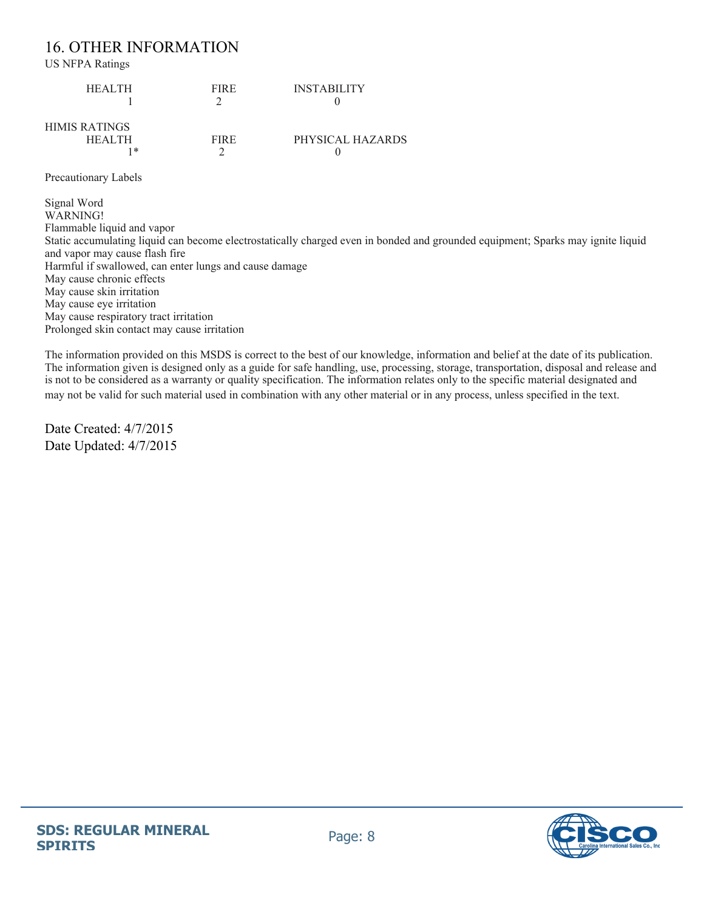# 16. OTHER INFORMATION

US NFPA Ratings

| HEALTH | FIRE | INSTABILITY |
| --- | --- | --- |
| 1 | 2 | 0 |

HIMIS RATINGS

| HEALTH | FIRE | PHYSICAL HAZARDS |
| --- | --- | --- |
| 1* | 2 | 0 |

Precautionary Labels

Signal Word
WARNING!
Flammable liquid and vapor
Static accumulating liquid can become electrostatically charged even in bonded and grounded equipment; Sparks may ignite liquid and vapor may cause flash fire
Harmful if swallowed, can enter lungs and cause damage
May cause chronic effects
May cause skin irritation
May cause eye irritation
May cause respiratory tract irritation
Prolonged skin contact may cause irritation

The information provided on this MSDS is correct to the best of our knowledge, information and belief at the date of its publication. The information given is designed only as a guide for safe handling, use, processing, storage, transportation, disposal and release and is not to be considered as a warranty or quality specification. The information relates only to the specific material designated and may not be valid for such material used in combination with any other material or in any process, unless specified in the text.

Date Created: 4/7/2015
Date Updated: 4/7/2015